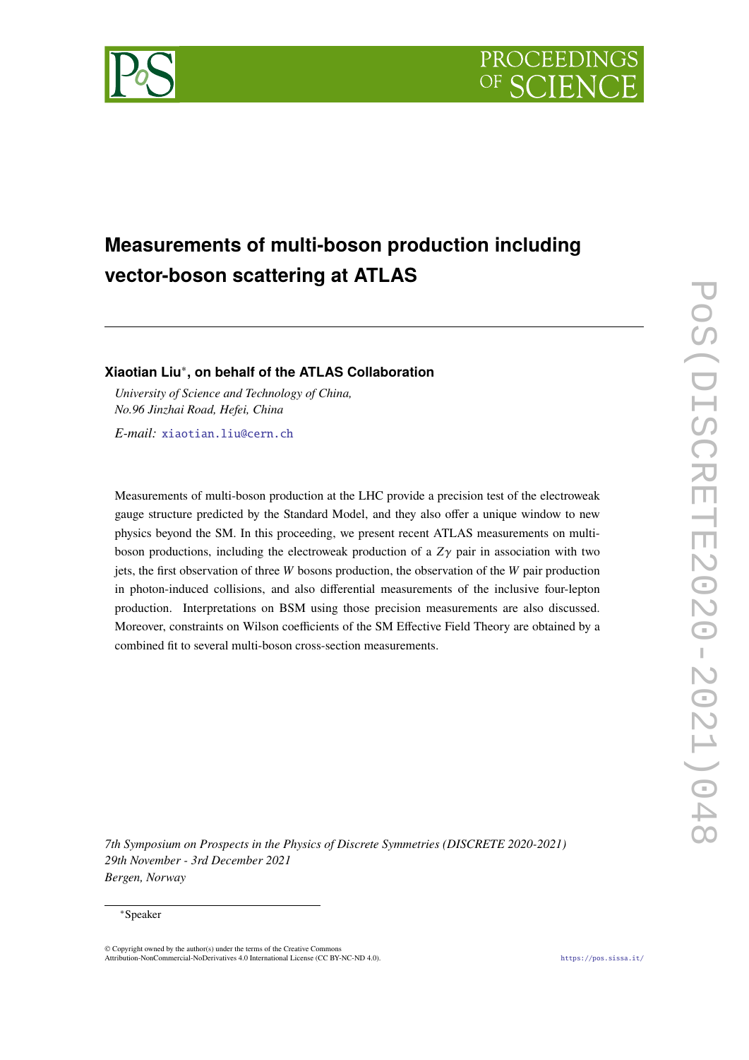# Measurements of multi-boson production including vector-boson scattering at ATLAS

**Xiaotian Liu*, on behalf of the ATLAS Collaboration**

*University of Science and Technology of China,*
*No.96 Jinzhai Road, Hefei, China*

*E-mail:* xiaotian.liu@cern.ch

Measurements of multi-boson production at the LHC provide a precision test of the electroweak gauge structure predicted by the Standard Model, and they also offer a unique window to new physics beyond the SM. In this proceeding, we present recent ATLAS measurements on multi-boson productions, including the electroweak production of a $Z\gamma$ pair in association with two jets, the first observation of three $W$ bosons production, the observation of the $W$ pair production in photon-induced collisions, and also differential measurements of the inclusive four-lepton production. Interpretations on BSM using those precision measurements are also discussed. Moreover, constraints on Wilson coefficients of the SM Effective Field Theory are obtained by a combined fit to several multi-boson cross-section measurements.

*7th Symposium on Prospects in the Physics of Discrete Symmetries (DISCRETE 2020-2021)*
*29th November - 3rd December 2021*
*Bergen, Norway*

*Speaker

© Copyright owned by the author(s) under the terms of the Creative Commons Attribution-NonCommercial-NoDerivatives 4.0 International License (CC BY-NC-ND 4.0).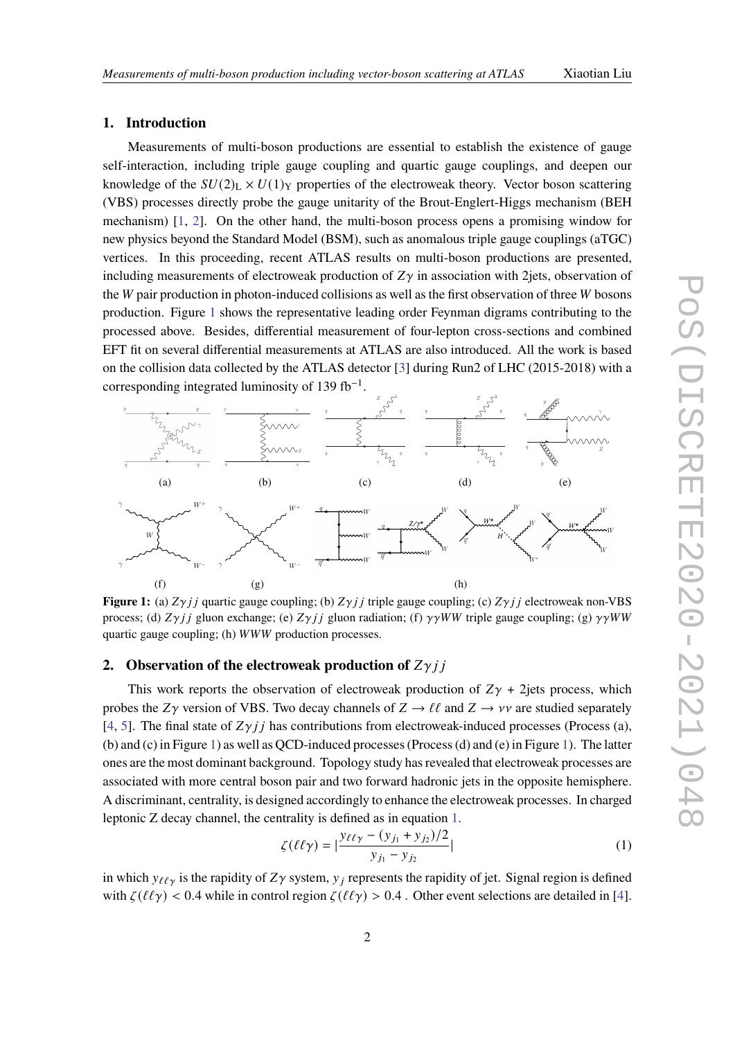## 1. Introduction

Measurements of multi-boson productions are essential to establish the existence of gauge self-interaction, including triple gauge coupling and quartic gauge couplings, and deepen our knowledge of the $SU(2)_L \times U(1)_Y$ properties of the electroweak theory. Vector boson scattering (VBS) processes directly probe the gauge unitarity of the Brout-Englert-Higgs mechanism (BEH mechanism) [1, 2]. On the other hand, the multi-boson process opens a promising window for new physics beyond the Standard Model (BSM), such as anomalous triple gauge couplings (aTGC) vertices. In this proceeding, recent ATLAS results on multi-boson productions are presented, including measurements of electroweak production of $Z\gamma$ in association with 2jets, observation of the $W$ pair production in photon-induced collisions as well as the first observation of three $W$ bosons production. Figure 1 shows the representative leading order Feynman digrams contributing to the processed above. Besides, differential measurement of four-lepton cross-sections and combined EFT fit on several differential measurements at ATLAS are also introduced. All the work is based on the collision data collected by the ATLAS detector [3] during Run2 of LHC (2015-2018) with a corresponding integrated luminosity of 139 fb$^{-1}$.

**Figure 1:** (a) $Z\gamma jj$ quartic gauge coupling; (b) $Z\gamma jj$ triple gauge coupling; (c) $Z\gamma jj$ electroweak non-VBS process; (d) $Z\gamma jj$ gluon exchange; (e) $Z\gamma jj$ gluon radiation; (f) $\gamma\gamma WW$ triple gauge coupling; (g) $\gamma\gamma WW$ quartic gauge coupling; (h) $WWW$ production processes.

## 2. Observation of the electroweak production of $Z\gamma jj$

This work reports the observation of electroweak production of $Z\gamma$ + 2jets process, which probes the $Z\gamma$ version of VBS. Two decay channels of $Z \to \ell\ell$ and $Z \to \nu\nu$ are studied separately [4, 5]. The final state of $Z\gamma jj$ has contributions from electroweak-induced processes (Process (a), (b) and (c) in Figure 1) as well as QCD-induced processes (Process (d) and (e) in Figure 1). The latter ones are the most dominant background. Topology study has revealed that electroweak processes are associated with more central boson pair and two forward hadronic jets in the opposite hemisphere. A discriminant, centrality, is designed accordingly to enhance the electroweak processes. In charged leptonic Z decay channel, the centrality is defined as in equation 1.

$$\zeta(\ell\ell\gamma) = \left|\frac{y_{\ell\ell\gamma} - (y_{j_1} + y_{j_2})/2}{y_{j_1} - y_{j_2}}\right| \tag{1}$$

in which $y_{\ell\ell\gamma}$ is the rapidity of $Z\gamma$ system, $y_j$ represents the rapidity of jet. Signal region is defined with $\zeta(\ell\ell\gamma) < 0.4$ while in control region $\zeta(\ell\ell\gamma) > 0.4$ . Other event selections are detailed in [4].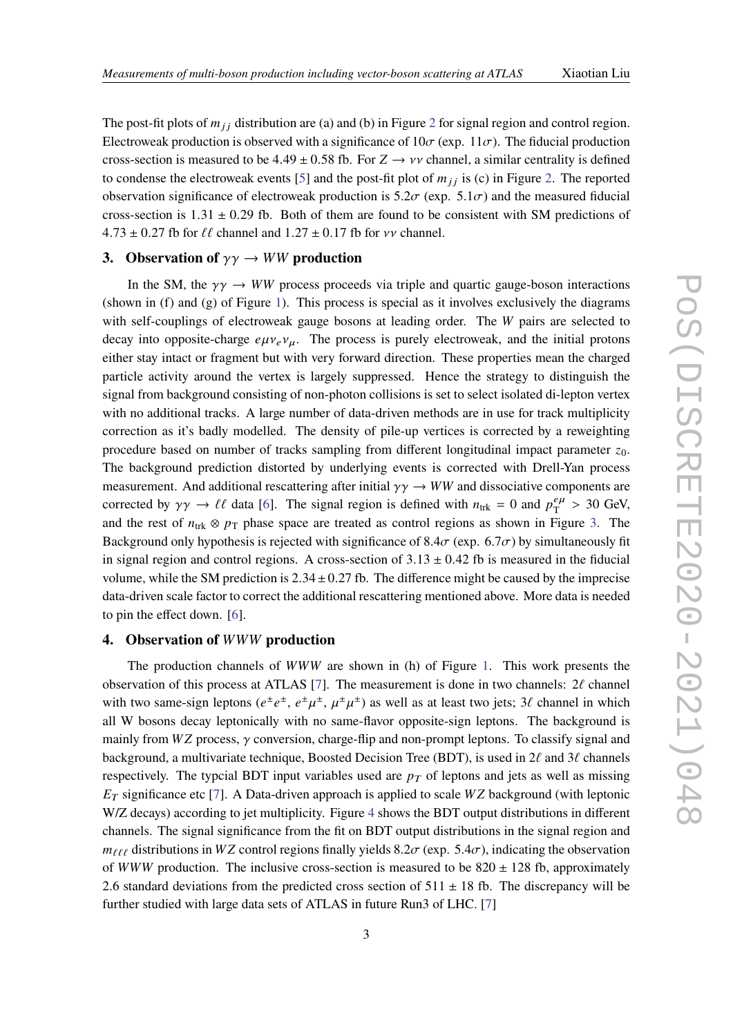The post-fit plots of $m_{jj}$ distribution are (a) and (b) in Figure 2 for signal region and control region. Electroweak production is observed with a significance of $10\sigma$ (exp. $11\sigma$). The fiducial production cross-section is measured to be $4.49 \pm 0.58$ fb. For $Z \rightarrow \nu\nu$ channel, a similar centrality is defined to condense the electroweak events [5] and the post-fit plot of $m_{jj}$ is (c) in Figure 2. The reported observation significance of electroweak production is $5.2\sigma$ (exp. $5.1\sigma$) and the measured fiducial cross-section is $1.31 \pm 0.29$ fb. Both of them are found to be consistent with SM predictions of $4.73 \pm 0.27$ fb for $\ell\ell$ channel and $1.27 \pm 0.17$ fb for $\nu\nu$ channel.

## 3. Observation of $\gamma\gamma \rightarrow WW$ production

In the SM, the $\gamma\gamma \rightarrow WW$ process proceeds via triple and quartic gauge-boson interactions (shown in (f) and (g) of Figure 1). This process is special as it involves exclusively the diagrams with self-couplings of electroweak gauge bosons at leading order. The $W$ pairs are selected to decay into opposite-charge $e\mu\nu_e\nu_\mu$. The process is purely electroweak, and the initial protons either stay intact or fragment but with very forward direction. These properties mean the charged particle activity around the vertex is largely suppressed. Hence the strategy to distinguish the signal from background consisting of non-photon collisions is set to select isolated di-lepton vertex with no additional tracks. A large number of data-driven methods are in use for track multiplicity correction as it's badly modelled. The density of pile-up vertices is corrected by a reweighting procedure based on number of tracks sampling from different longitudinal impact parameter $z_0$. The background prediction distorted by underlying events is corrected with Drell-Yan process measurement. And additional rescattering after initial $\gamma\gamma \rightarrow WW$ and dissociative components are corrected by $\gamma\gamma \rightarrow \ell\ell$ data [6]. The signal region is defined with $n_{\text{trk}} = 0$ and $p_{\text{T}}^{e\mu} > 30$ GeV, and the rest of $n_{\text{trk}} \otimes p_{\text{T}}$ phase space are treated as control regions as shown in Figure 3. The Background only hypothesis is rejected with significance of $8.4\sigma$ (exp. $6.7\sigma$) by simultaneously fit in signal region and control regions. A cross-section of $3.13 \pm 0.42$ fb is measured in the fiducial volume, while the SM prediction is $2.34 \pm 0.27$ fb. The difference might be caused by the imprecise data-driven scale factor to correct the additional rescattering mentioned above. More data is needed to pin the effect down. [6].

## 4. Observation of $WWW$ production

The production channels of $WWW$ are shown in (h) of Figure 1. This work presents the observation of this process at ATLAS [7]. The measurement is done in two channels: $2\ell$ channel with two same-sign leptons ($e^\pm e^\pm$, $e^\pm\mu^\pm$, $\mu^\pm\mu^\pm$) as well as at least two jets; $3\ell$ channel in which all W bosons decay leptonically with no same-flavor opposite-sign leptons. The background is mainly from $WZ$ process, $\gamma$ conversion, charge-flip and non-prompt leptons. To classify signal and background, a multivariate technique, Boosted Decision Tree (BDT), is used in $2\ell$ and $3\ell$ channels respectively. The typcial BDT input variables used are $p_T$ of leptons and jets as well as missing $E_T$ significance etc [7]. A Data-driven approach is applied to scale $WZ$ background (with leptonic W/Z decays) according to jet multiplicity. Figure 4 shows the BDT output distributions in different channels. The signal significance from the fit on BDT output distributions in the signal region and $m_{\ell\ell\ell}$ distributions in $WZ$ control regions finally yields $8.2\sigma$ (exp. $5.4\sigma$), indicating the observation of $WWW$ production. The inclusive cross-section is measured to be $820 \pm 128$ fb, approximately 2.6 standard deviations from the predicted cross section of $511 \pm 18$ fb. The discrepancy will be further studied with large data sets of ATLAS in future Run3 of LHC. [7]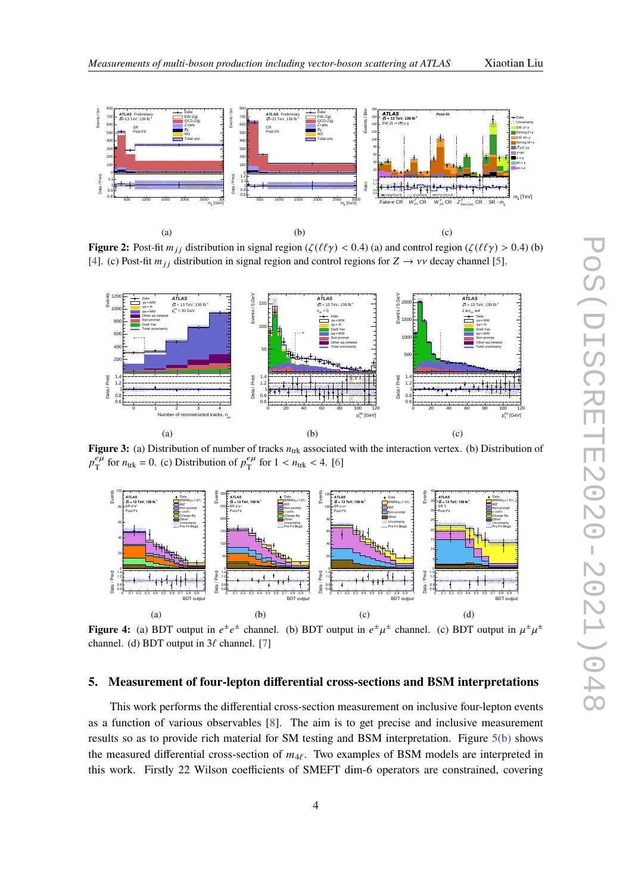(a) (b) (c)

**Figure 2:** Post-fit $m_{jj}$ distribution in signal region ($\zeta(\ell\ell\gamma) < 0.4$) (a) and control region ($\zeta(\ell\ell\gamma) > 0.4$) (b) [4]. (c) Post-fit $m_{jj}$ distribution in signal region and control regions for $Z \to \nu\nu$ decay channel [5].

(a) (b) (c)

**Figure 3:** (a) Distribution of number of tracks $n_{\text{trk}}$ associated with the interaction vertex. (b) Distribution of $p_{\text{T}}^{e\mu}$ for $n_{\text{trk}} = 0$. (c) Distribution of $p_{\text{T}}^{e\mu}$ for $1 < n_{\text{trk}} < 4$. [6]

(a) (b) (c) (d)

**Figure 4:** (a) BDT output in $e^{\pm}e^{\pm}$ channel. (b) BDT output in $e^{\pm}\mu^{\pm}$ channel. (c) BDT output in $\mu^{\pm}\mu^{\pm}$ channel. (d) BDT output in $3\ell$ channel. [7]

## 5. Measurement of four-lepton differential cross-sections and BSM interpretations

This work performs the differential cross-section measurement on inclusive four-lepton events as a function of various observables [8]. The aim is to get precise and inclusive measurement results so as to provide rich material for SM testing and BSM interpretation. Figure 5(b) shows the measured differential cross-section of $m_{4\ell}$. Two examples of BSM models are interpreted in this work. Firstly 22 Wilson coefficients of SMEFT dim-6 operators are constrained, covering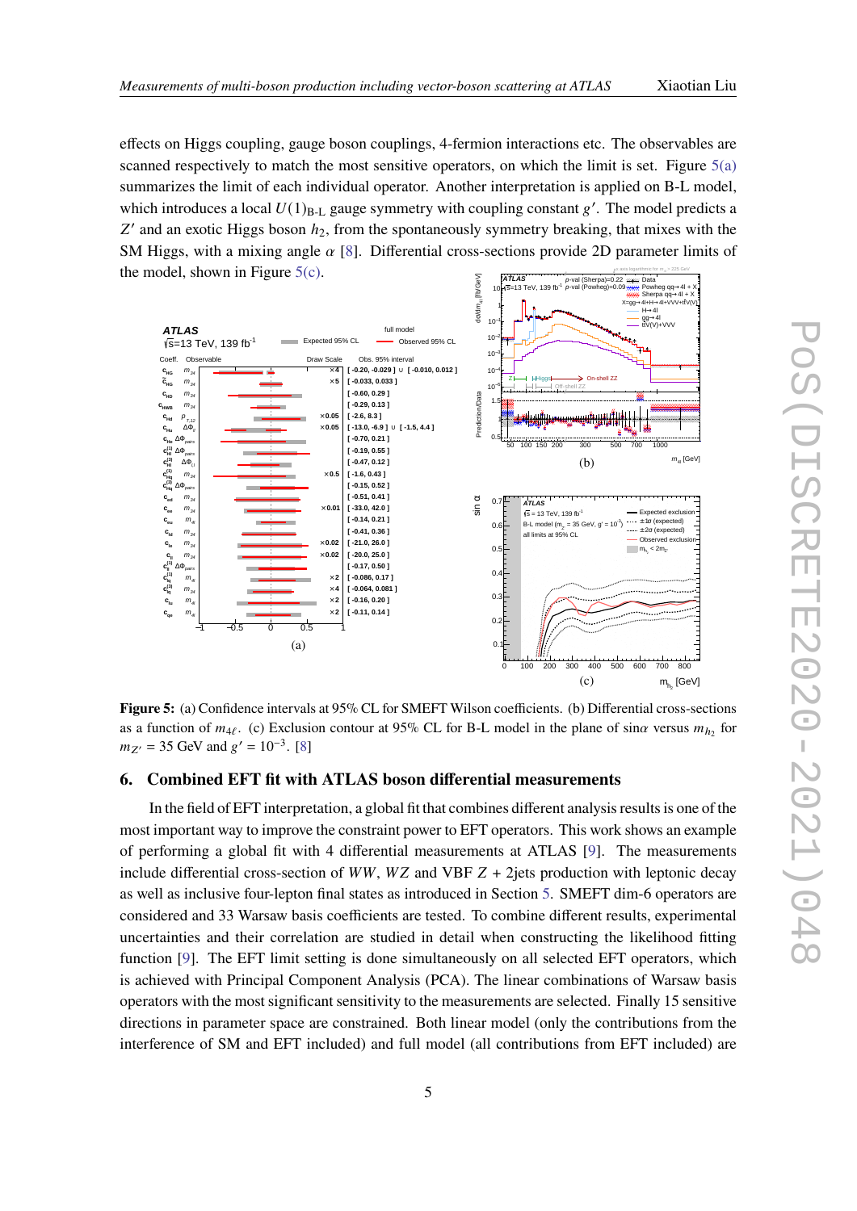effects on Higgs coupling, gauge boson couplings, 4-fermion interactions etc. The observables are scanned respectively to match the most sensitive operators, on which the limit is set. Figure 5(a) summarizes the limit of each individual operator. Another interpretation is applied on B-L model, which introduces a local $U(1)_{\text{B-L}}$ gauge symmetry with coupling constant $g'$. The model predicts a $Z'$ and an exotic Higgs boson $h_2$, from the spontaneously symmetry breaking, that mixes with the SM Higgs, with a mixing angle $\alpha$ [8]. Differential cross-sections provide 2D parameter limits of the model, shown in Figure 5(c).

**Figure 5:** (a) Confidence intervals at 95% CL for SMEFT Wilson coefficients. (b) Differential cross-sections as a function of $m_{4\ell}$. (c) Exclusion contour at 95% CL for B-L model in the plane of sin$\alpha$ versus $m_{h_2}$ for $m_{Z'} = 35$ GeV and $g' = 10^{-3}$. [8]

## 6. Combined EFT fit with ATLAS boson differential measurements

In the field of EFT interpretation, a global fit that combines different analysis results is one of the most important way to improve the constraint power to EFT operators. This work shows an example of performing a global fit with 4 differential measurements at ATLAS [9]. The measurements include differential cross-section of $WW$, $WZ$ and VBF $Z$ + 2jets production with leptonic decay as well as inclusive four-lepton final states as introduced in Section 5. SMEFT dim-6 operators are considered and 33 Warsaw basis coefficients are tested. To combine different results, experimental uncertainties and their correlation are studied in detail when constructing the likelihood fitting function [9]. The EFT limit setting is done simultaneously on all selected EFT operators, which is achieved with Principal Component Analysis (PCA). The linear combinations of Warsaw basis operators with the most significant sensitivity to the measurements are selected. Finally 15 sensitive directions in parameter space are constrained. Both linear model (only the contributions from the interference of SM and EFT included) and full model (all contributions from EFT included) are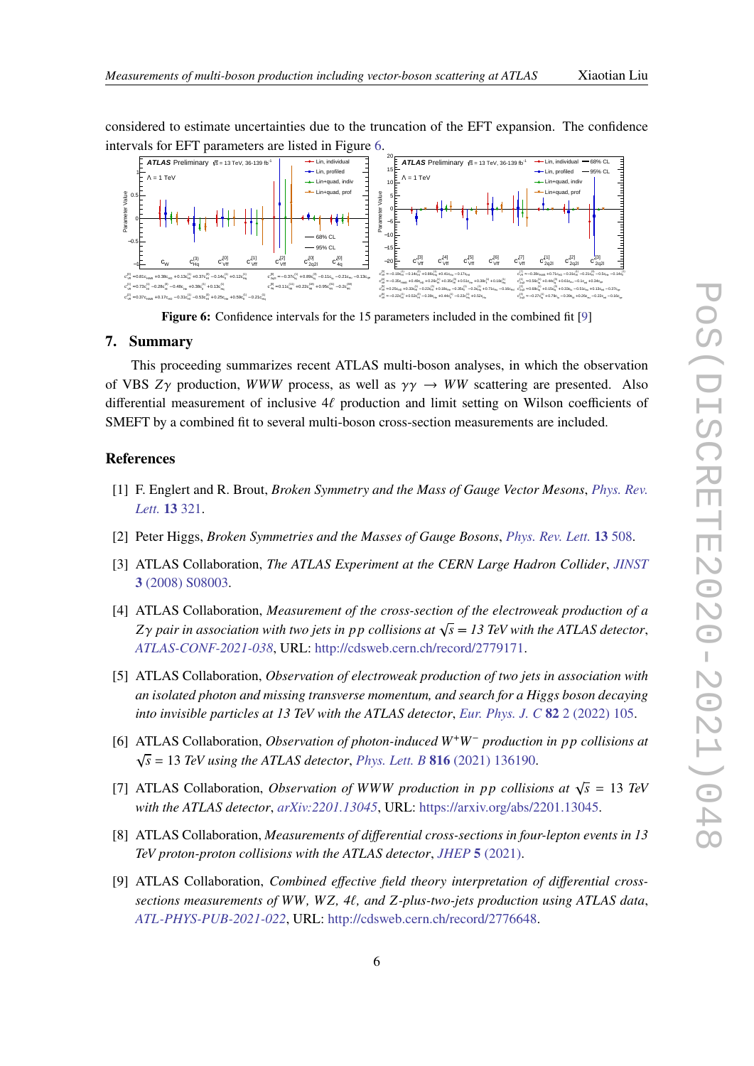considered to estimate uncertainties due to the truncation of the EFT expansion. The confidence intervals for EFT parameters are listed in Figure 6.

ATLAS Preliminary $\sqrt{s}$ = 13 TeV, 36-139 fb$^{-1}$

$\Lambda$ = 1 TeV

Lin, individual
Lin, profiled
Lin+quad, indiv
Lin+quad, prof
68% CL
95% CL

Parameter Value

$c_W$ $c_{Hq}^{(3)}$ $c_{Vff}^{[0]}$ $c_{Vff}^{[1]}$ $c_{Vff}^{[2]}$ $c_{2q2l}^{[0]}$ $c_{4q}^{[0]}$

$c_{Vff}^{[3]}$ $c_{Vff}^{[4]}$ $c_{Vff}^{[5]}$ $c_{Vff}^{[6]}$ $c_{Vff}^{[7]}$ $c_{2q2l}^{[1]}$ $c_{2q2l}^{[2]}$ $c_{2q2l}^{[3]}$

**Figure 6:** Confidence intervals for the 15 parameters included in the combined fit [9]

## 7. Summary

This proceeding summarizes recent ATLAS multi-boson analyses, in which the observation of VBS $Z\gamma$ production, $WWW$ process, as well as $\gamma\gamma \to WW$ scattering are presented. Also differential measurement of inclusive $4\ell$ production and limit setting on Wilson coefficients of SMEFT by a combined fit to several multi-boson cross-section measurements are included.

## References

[1] F. Englert and R. Brout, *Broken Symmetry and the Mass of Gauge Vector Mesons*, Phys. Rev. Lett. **13** 321.

[2] Peter Higgs, *Broken Symmetries and the Masses of Gauge Bosons*, Phys. Rev. Lett. **13** 508.

[3] ATLAS Collaboration, *The ATLAS Experiment at the CERN Large Hadron Collider*, JINST **3** (2008) S08003.

[4] ATLAS Collaboration, *Measurement of the cross-section of the electroweak production of a $Z\gamma$ pair in association with two jets in $pp$ collisions at $\sqrt{s}$ = 13 TeV with the ATLAS detector*, ATLAS-CONF-2021-038, URL: http://cdsweb.cern.ch/record/2779171.

[5] ATLAS Collaboration, *Observation of electroweak production of two jets in association with an isolated photon and missing transverse momentum, and search for a Higgs boson decaying into invisible particles at 13 TeV with the ATLAS detector*, Eur. Phys. J. C **82** 2 (2022) 105.

[6] ATLAS Collaboration, *Observation of photon-induced $W^+W^-$ production in $pp$ collisions at $\sqrt{s}$ = 13 TeV using the ATLAS detector*, Phys. Lett. B **816** (2021) 136190.

[7] ATLAS Collaboration, *Observation of WWW production in $pp$ collisions at $\sqrt{s}$ = 13 TeV with the ATLAS detector*, arXiv:2201.13045, URL: https://arxiv.org/abs/2201.13045.

[8] ATLAS Collaboration, *Measurements of differential cross-sections in four-lepton events in 13 TeV proton-proton collisions with the ATLAS detector*, JHEP **5** (2021).

[9] ATLAS Collaboration, *Combined effective field theory interpretation of differential cross-sections measurements of WW, WZ, $4\ell$, and Z-plus-two-jets production using ATLAS data*, ATL-PHYS-PUB-2021-022, URL: http://cdsweb.cern.ch/record/2776648.